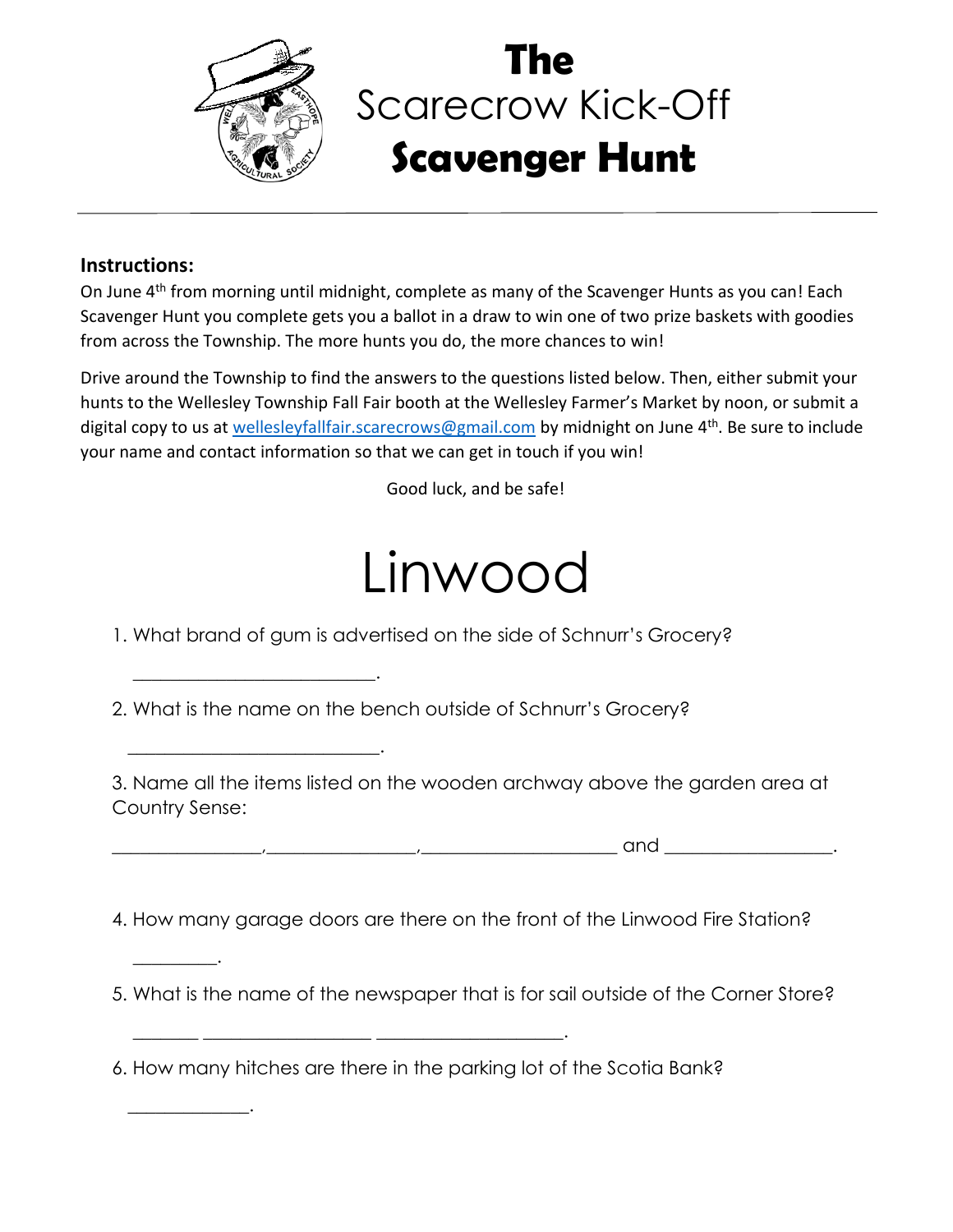# The Scarecrow Kick-Off Scavenger Hunt

---

**Instructions:**

On June 4th from morning until midnight, complete as many of the Scavenger Hunts as you can! Each Scavenger Hunt you complete gets you a ballot in a draw to win one of two prize baskets with goodies from across the Township. The more hunts you do, the more chances to win!

Drive around the Township to find the answers to the questions listed below. Then, either submit your hunts to the Wellesley Township Fall Fair booth at the Wellesley Farmer's Market by noon, or submit a digital copy to us at wellesleyfallfair.scarecrows@gmail.com by midnight on June 4th. Be sure to include your name and contact information so that we can get in touch if you win!

Good luck, and be safe!

# Linwood

1. What brand of gum is advertised on the side of Schnurr's Grocery?

   _________________________.

2. What is the name on the bench outside of Schnurr's Grocery?

   __________________________.

3. Name all the items listed on the wooden archway above the garden area at Country Sense:

   ________________,________________,____________________ and _________________.

4. How many garage doors are there on the front of the Linwood Fire Station?

   ________.

5. What is the name of the newspaper that is for sail outside of the Corner Store?

   _______ _________________ __________________.

6. How many hitches are there in the parking lot of the Scotia Bank?

   ____________.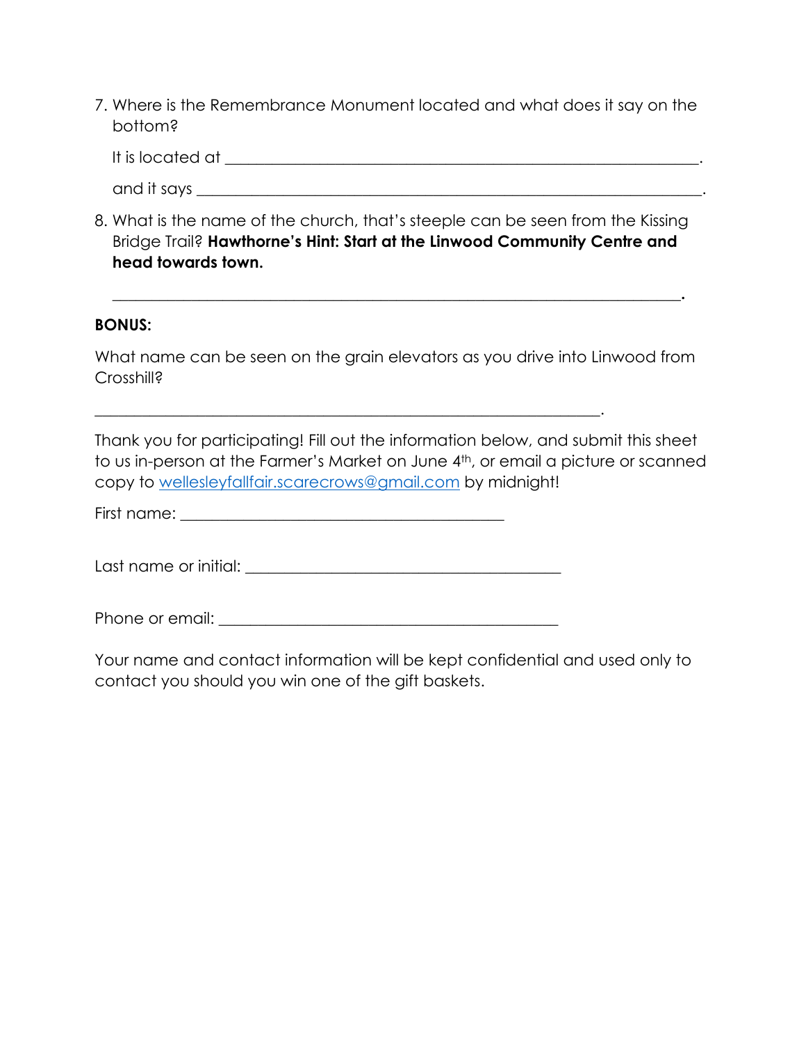7. Where is the Remembrance Monument located and what does it say on the bottom?

   It is located at ____________________________________________________________.

   and it says ________________________________________________________________.

8. What is the name of the church, that's steeple can be seen from the Kissing Bridge Trail? **Hawthorne's Hint: Start at the Linwood Community Centre and head towards town.**

   **______________________________________________________________________.**

**BONUS:**

What name can be seen on the grain elevators as you drive into Linwood from Crosshill?

______________________________________________________________.

Thank you for participating! Fill out the information below, and submit this sheet to us in-person at the Farmer's Market on June 4th, or email a picture or scanned copy to wellesleyfallfair.scarecrows@gmail.com by midnight!

First name: ________________________________________

Last name or initial: ________________________________________

Phone or email: ________________________________________

Your name and contact information will be kept confidential and used only to contact you should you win one of the gift baskets.